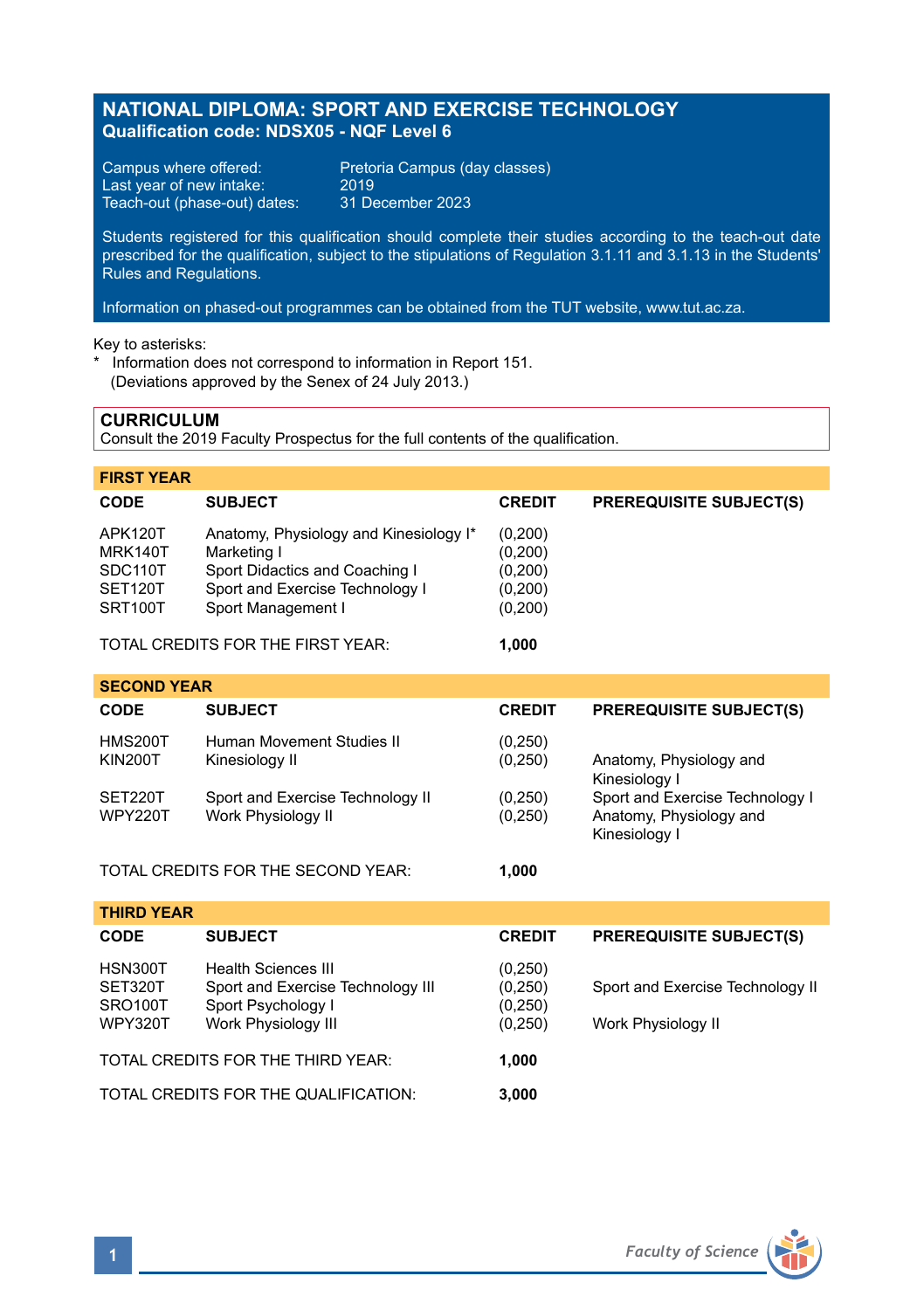# NATIONAL DIPLOMA: SPORT AND EXERCISE TECHNOLOGY
**Qualification code: NDSX05 - NQF Level 6**

Campus where offered: Pretoria Campus (day classes)
Last year of new intake: 2019
Teach-out (phase-out) dates: 31 December 2023

Students registered for this qualification should complete their studies according to the teach-out date prescribed for the qualification, subject to the stipulations of Regulation 3.1.11 and 3.1.13 in the Students' Rules and Regulations.

Information on phased-out programmes can be obtained from the TUT website, www.tut.ac.za.

Key to asterisks:
* Information does not correspond to information in Report 151.
(Deviations approved by the Senex of 24 July 2013.)

## CURRICULUM

Consult the 2019 Faculty Prospectus for the full contents of the qualification.

### FIRST YEAR

| CODE | SUBJECT | CREDIT | PREREQUISITE SUBJECT(S) |
|---|---|---|---|
| APK120T | Anatomy, Physiology and Kinesiology I* | (0,200) | |
| MRK140T | Marketing I | (0,200) | |
| SDC110T | Sport Didactics and Coaching I | (0,200) | |
| SET120T | Sport and Exercise Technology I | (0,200) | |
| SRT100T | Sport Management I | (0,200) | |
| TOTAL CREDITS FOR THE FIRST YEAR: | | **1,000** | |

### SECOND YEAR

| CODE | SUBJECT | CREDIT | PREREQUISITE SUBJECT(S) |
|---|---|---|---|
| HMS200T | Human Movement Studies II | (0,250) | |
| KIN200T | Kinesiology II | (0,250) | Anatomy, Physiology and Kinesiology I |
| SET220T | Sport and Exercise Technology II | (0,250) | Sport and Exercise Technology I |
| WPY220T | Work Physiology II | (0,250) | Anatomy, Physiology and Kinesiology I |
| TOTAL CREDITS FOR THE SECOND YEAR: | | **1,000** | |

### THIRD YEAR

| CODE | SUBJECT | CREDIT | PREREQUISITE SUBJECT(S) |
|---|---|---|---|
| HSN300T | Health Sciences III | (0,250) | |
| SET320T | Sport and Exercise Technology III | (0,250) | Sport and Exercise Technology II |
| SRO100T | Sport Psychology I | (0,250) | |
| WPY320T | Work Physiology III | (0,250) | Work Physiology II |
| TOTAL CREDITS FOR THE THIRD YEAR: | | **1,000** | |
| TOTAL CREDITS FOR THE QUALIFICATION: | | **3,000** | |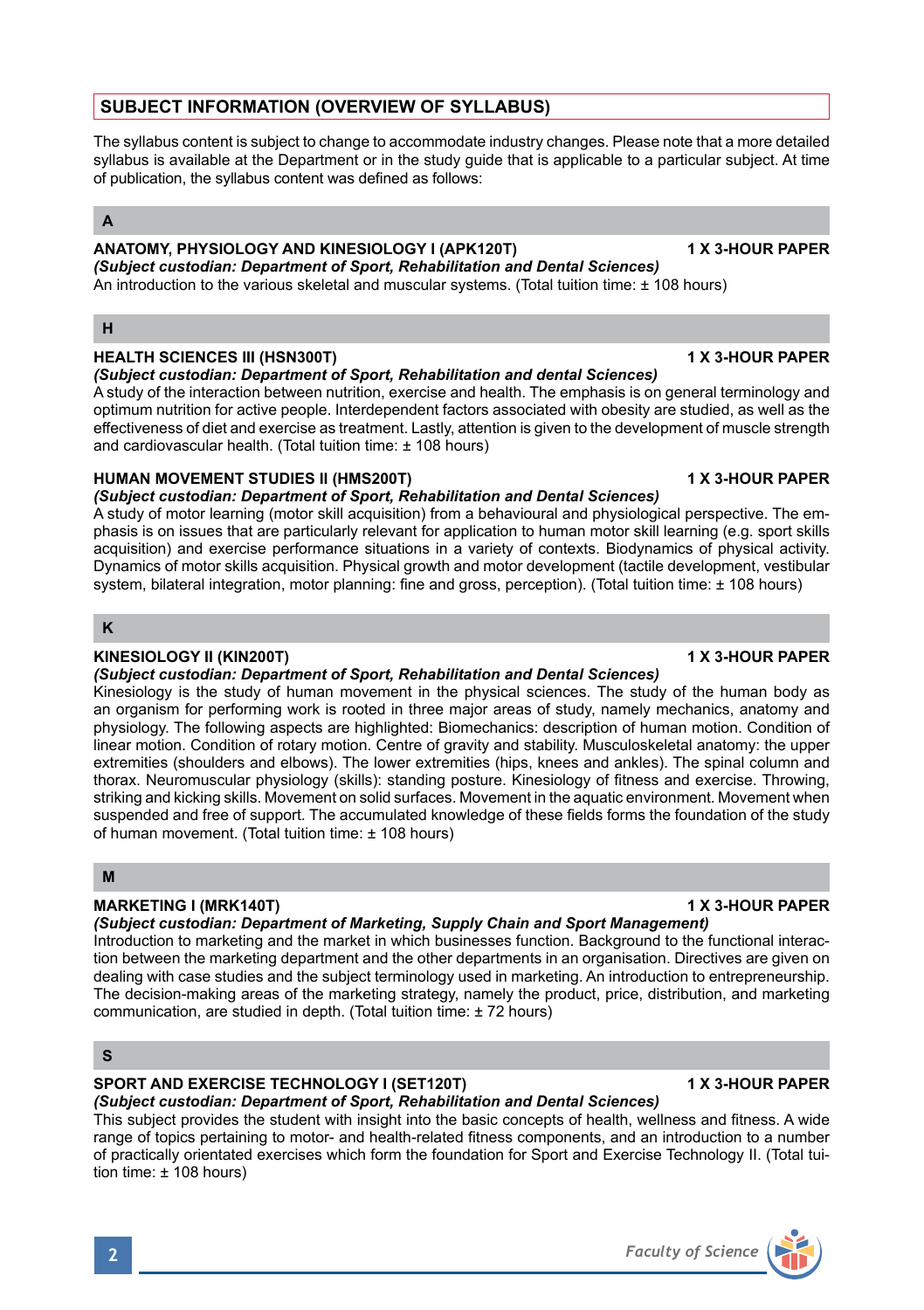## SUBJECT INFORMATION (OVERVIEW OF SYLLABUS)

The syllabus content is subject to change to accommodate industry changes. Please note that a more detailed syllabus is available at the Department or in the study guide that is applicable to a particular subject. At time of publication, the syllabus content was defined as follows:

### A

**ANATOMY, PHYSIOLOGY AND KINESIOLOGY I (APK120T)** **1 X 3-HOUR PAPER**
***(Subject custodian: Department of Sport, Rehabilitation and Dental Sciences)***
An introduction to the various skeletal and muscular systems. (Total tuition time: ± 108 hours)

### H

**HEALTH SCIENCES III (HSN300T)** **1 X 3-HOUR PAPER**
***(Subject custodian: Department of Sport, Rehabilitation and dental Sciences)***
A study of the interaction between nutrition, exercise and health. The emphasis is on general terminology and optimum nutrition for active people. Interdependent factors associated with obesity are studied, as well as the effectiveness of diet and exercise as treatment. Lastly, attention is given to the development of muscle strength and cardiovascular health. (Total tuition time: ± 108 hours)

**HUMAN MOVEMENT STUDIES II (HMS200T)** **1 X 3-HOUR PAPER**
***(Subject custodian: Department of Sport, Rehabilitation and Dental Sciences)***
A study of motor learning (motor skill acquisition) from a behavioural and physiological perspective. The emphasis is on issues that are particularly relevant for application to human motor skill learning (e.g. sport skills acquisition) and exercise performance situations in a variety of contexts. Biodynamics of physical activity. Dynamics of motor skills acquisition. Physical growth and motor development (tactile development, vestibular system, bilateral integration, motor planning: fine and gross, perception). (Total tuition time: ± 108 hours)

### K

**KINESIOLOGY II (KIN200T)** **1 X 3-HOUR PAPER**
***(Subject custodian: Department of Sport, Rehabilitation and Dental Sciences)***
Kinesiology is the study of human movement in the physical sciences. The study of the human body as an organism for performing work is rooted in three major areas of study, namely mechanics, anatomy and physiology. The following aspects are highlighted: Biomechanics: description of human motion. Condition of linear motion. Condition of rotary motion. Centre of gravity and stability. Musculoskeletal anatomy: the upper extremities (shoulders and elbows). The lower extremities (hips, knees and ankles). The spinal column and thorax. Neuromuscular physiology (skills): standing posture. Kinesiology of fitness and exercise. Throwing, striking and kicking skills. Movement on solid surfaces. Movement in the aquatic environment. Movement when suspended and free of support. The accumulated knowledge of these fields forms the foundation of the study of human movement. (Total tuition time: ± 108 hours)

### M

**MARKETING I (MRK140T)** **1 X 3-HOUR PAPER**
***(Subject custodian: Department of Marketing, Supply Chain and Sport Management)***
Introduction to marketing and the market in which businesses function. Background to the functional interaction between the marketing department and the other departments in an organisation. Directives are given on dealing with case studies and the subject terminology used in marketing. An introduction to entrepreneurship. The decision-making areas of the marketing strategy, namely the product, price, distribution, and marketing communication, are studied in depth. (Total tuition time: ± 72 hours)

### S

**SPORT AND EXERCISE TECHNOLOGY I (SET120T)** **1 X 3-HOUR PAPER**
***(Subject custodian: Department of Sport, Rehabilitation and Dental Sciences)***
This subject provides the student with insight into the basic concepts of health, wellness and fitness. A wide range of topics pertaining to motor- and health-related fitness components, and an introduction to a number of practically orientated exercises which form the foundation for Sport and Exercise Technology II. (Total tuition time: ± 108 hours)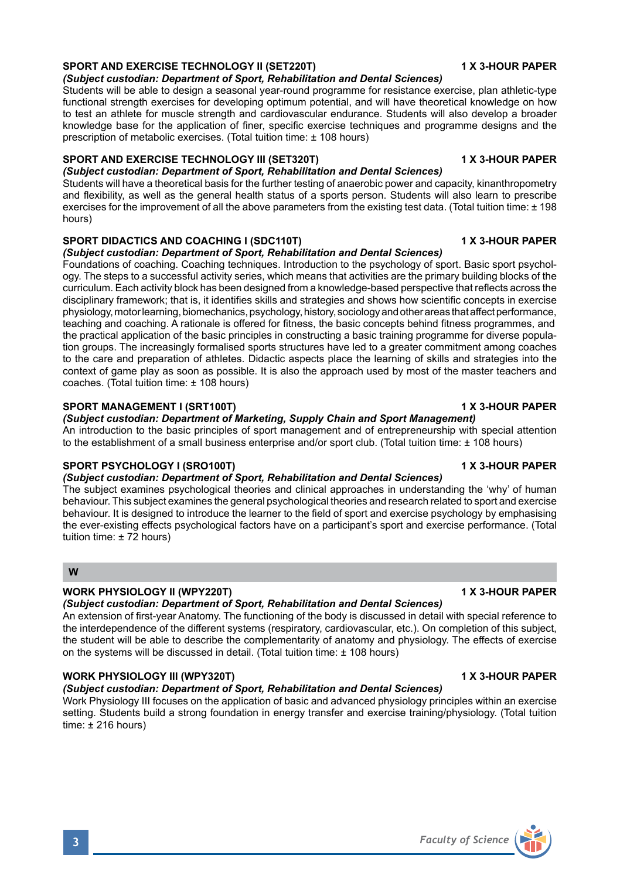**SPORT AND EXERCISE TECHNOLOGY II (SET220T)** **1 X 3-HOUR PAPER**

***(Subject custodian: Department of Sport, Rehabilitation and Dental Sciences)***

Students will be able to design a seasonal year-round programme for resistance exercise, plan athletic-type functional strength exercises for developing optimum potential, and will have theoretical knowledge on how to test an athlete for muscle strength and cardiovascular endurance. Students will also develop a broader knowledge base for the application of finer, specific exercise techniques and programme designs and the prescription of metabolic exercises. (Total tuition time: ± 108 hours)

**SPORT AND EXERCISE TECHNOLOGY III (SET320T)** **1 X 3-HOUR PAPER**

***(Subject custodian: Department of Sport, Rehabilitation and Dental Sciences)***

Students will have a theoretical basis for the further testing of anaerobic power and capacity, kinanthropometry and flexibility, as well as the general health status of a sports person. Students will also learn to prescribe exercises for the improvement of all the above parameters from the existing test data. (Total tuition time: ± 198 hours)

**SPORT DIDACTICS AND COACHING I (SDC110T)** **1 X 3-HOUR PAPER**

***(Subject custodian: Department of Sport, Rehabilitation and Dental Sciences)***

Foundations of coaching. Coaching techniques. Introduction to the psychology of sport. Basic sport psychology. The steps to a successful activity series, which means that activities are the primary building blocks of the curriculum. Each activity block has been designed from a knowledge-based perspective that reflects across the disciplinary framework; that is, it identifies skills and strategies and shows how scientific concepts in exercise physiology, motor learning, biomechanics, psychology, history, sociology and other areas that affect performance, teaching and coaching. A rationale is offered for fitness, the basic concepts behind fitness programmes, and the practical application of the basic principles in constructing a basic training programme for diverse population groups. The increasingly formalised sports structures have led to a greater commitment among coaches to the care and preparation of athletes. Didactic aspects place the learning of skills and strategies into the context of game play as soon as possible. It is also the approach used by most of the master teachers and coaches. (Total tuition time: ± 108 hours)

**SPORT MANAGEMENT I (SRT100T)** **1 X 3-HOUR PAPER**

***(Subject custodian: Department of Marketing, Supply Chain and Sport Management)***

An introduction to the basic principles of sport management and of entrepreneurship with special attention to the establishment of a small business enterprise and/or sport club. (Total tuition time: ± 108 hours)

**SPORT PSYCHOLOGY I (SRO100T)** **1 X 3-HOUR PAPER**

***(Subject custodian: Department of Sport, Rehabilitation and Dental Sciences)***

The subject examines psychological theories and clinical approaches in understanding the 'why' of human behaviour. This subject examines the general psychological theories and research related to sport and exercise behaviour. It is designed to introduce the learner to the field of sport and exercise psychology by emphasising the ever-existing effects psychological factors have on a participant's sport and exercise performance. (Total tuition time: ± 72 hours)

## W

**WORK PHYSIOLOGY II (WPY220T)** **1 X 3-HOUR PAPER**

***(Subject custodian: Department of Sport, Rehabilitation and Dental Sciences)***

An extension of first-year Anatomy. The functioning of the body is discussed in detail with special reference to the interdependence of the different systems (respiratory, cardiovascular, etc.). On completion of this subject, the student will be able to describe the complementarity of anatomy and physiology. The effects of exercise on the systems will be discussed in detail. (Total tuition time: ± 108 hours)

**WORK PHYSIOLOGY III (WPY320T)** **1 X 3-HOUR PAPER**

***(Subject custodian: Department of Sport, Rehabilitation and Dental Sciences)***

Work Physiology III focuses on the application of basic and advanced physiology principles within an exercise setting. Students build a strong foundation in energy transfer and exercise training/physiology. (Total tuition time: ± 216 hours)